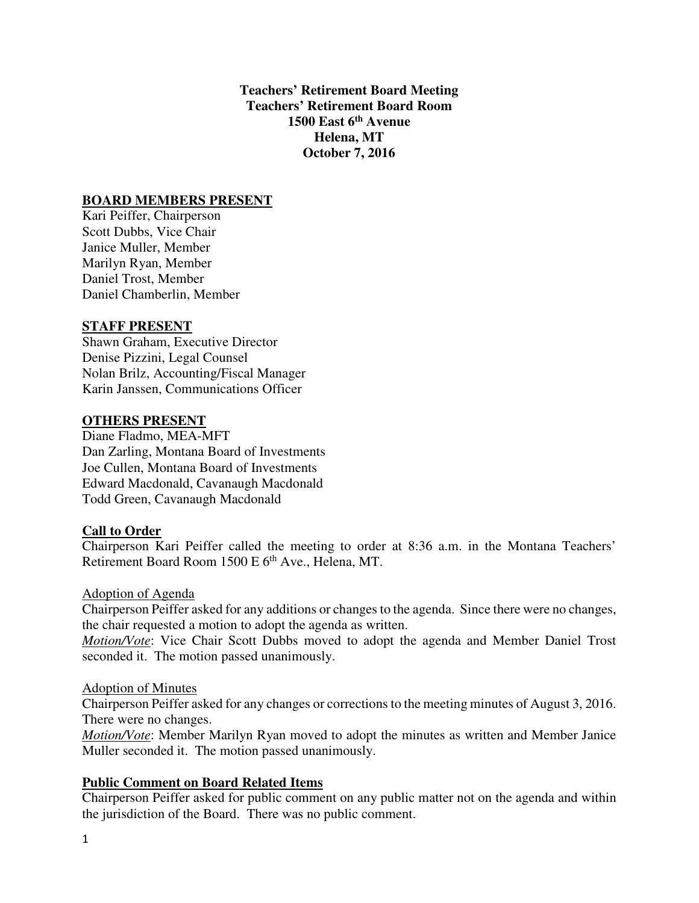**Teachers' Retirement Board Meeting**
**Teachers' Retirement Board Room**
**1500 East 6th Avenue**
**Helena, MT**
**October 7, 2016**

## BOARD MEMBERS PRESENT

Kari Peiffer, Chairperson
Scott Dubbs, Vice Chair
Janice Muller, Member
Marilyn Ryan, Member
Daniel Trost, Member
Daniel Chamberlin, Member

## STAFF PRESENT

Shawn Graham, Executive Director
Denise Pizzini, Legal Counsel
Nolan Brilz, Accounting/Fiscal Manager
Karin Janssen, Communications Officer

## OTHERS PRESENT

Diane Fladmo, MEA-MFT
Dan Zarling, Montana Board of Investments
Joe Cullen, Montana Board of Investments
Edward Macdonald, Cavanaugh Macdonald
Todd Green, Cavanaugh Macdonald

## Call to Order

Chairperson Kari Peiffer called the meeting to order at 8:36 a.m. in the Montana Teachers' Retirement Board Room 1500 E 6th Ave., Helena, MT.

### Adoption of Agenda

Chairperson Peiffer asked for any additions or changes to the agenda. Since there were no changes, the chair requested a motion to adopt the agenda as written.

*Motion/Vote*: Vice Chair Scott Dubbs moved to adopt the agenda and Member Daniel Trost seconded it. The motion passed unanimously.

### Adoption of Minutes

Chairperson Peiffer asked for any changes or corrections to the meeting minutes of August 3, 2016. There were no changes.

*Motion/Vote*: Member Marilyn Ryan moved to adopt the minutes as written and Member Janice Muller seconded it. The motion passed unanimously.

## Public Comment on Board Related Items

Chairperson Peiffer asked for public comment on any public matter not on the agenda and within the jurisdiction of the Board. There was no public comment.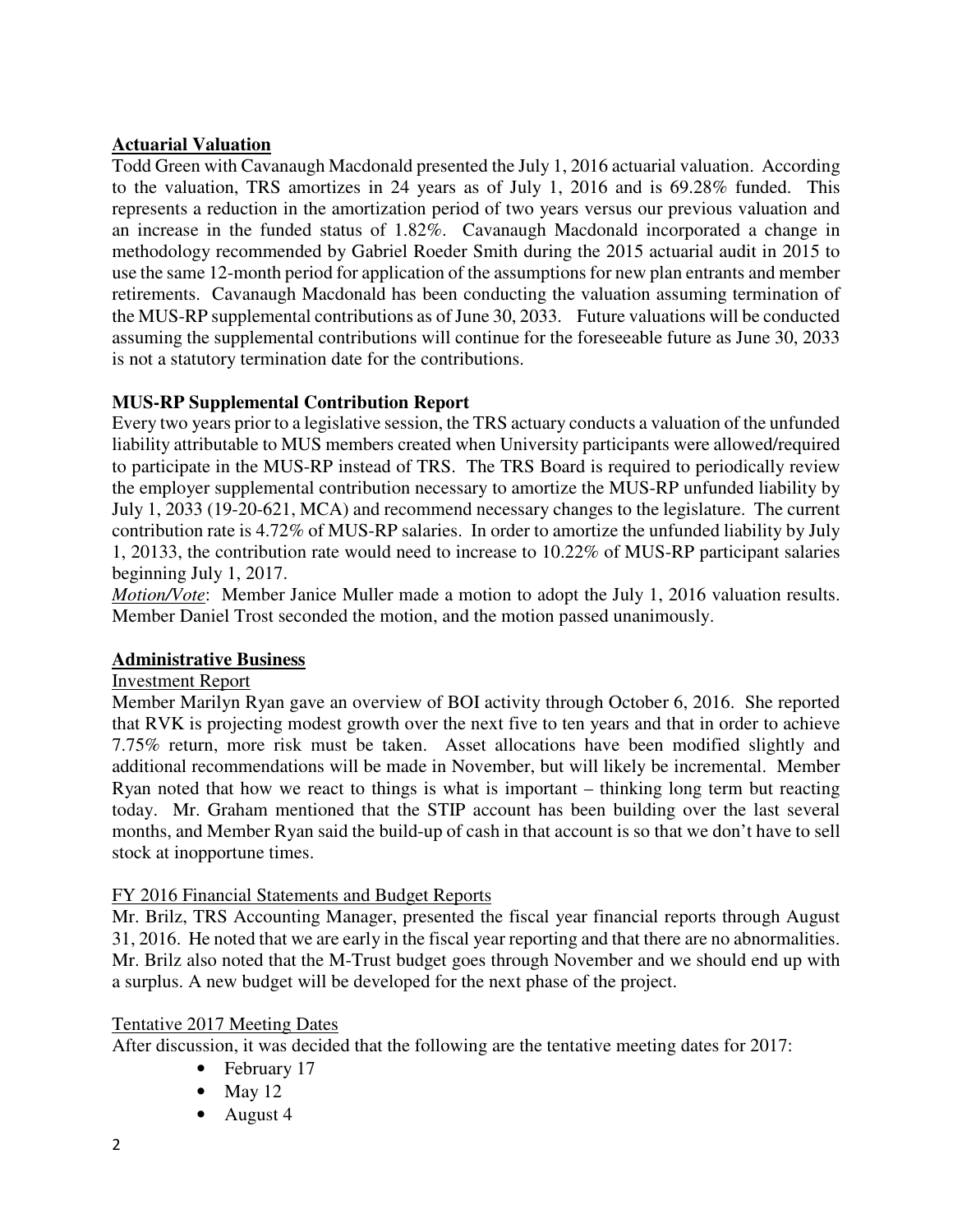## Actuarial Valuation

Todd Green with Cavanaugh Macdonald presented the July 1, 2016 actuarial valuation. According to the valuation, TRS amortizes in 24 years as of July 1, 2016 and is 69.28% funded. This represents a reduction in the amortization period of two years versus our previous valuation and an increase in the funded status of 1.82%. Cavanaugh Macdonald incorporated a change in methodology recommended by Gabriel Roeder Smith during the 2015 actuarial audit in 2015 to use the same 12-month period for application of the assumptions for new plan entrants and member retirements. Cavanaugh Macdonald has been conducting the valuation assuming termination of the MUS-RP supplemental contributions as of June 30, 2033. Future valuations will be conducted assuming the supplemental contributions will continue for the foreseeable future as June 30, 2033 is not a statutory termination date for the contributions.

**MUS-RP Supplemental Contribution Report**

Every two years prior to a legislative session, the TRS actuary conducts a valuation of the unfunded liability attributable to MUS members created when University participants were allowed/required to participate in the MUS-RP instead of TRS. The TRS Board is required to periodically review the employer supplemental contribution necessary to amortize the MUS-RP unfunded liability by July 1, 2033 (19-20-621, MCA) and recommend necessary changes to the legislature. The current contribution rate is 4.72% of MUS-RP salaries. In order to amortize the unfunded liability by July 1, 20133, the contribution rate would need to increase to 10.22% of MUS-RP participant salaries beginning July 1, 2017.

*Motion/Vote*: Member Janice Muller made a motion to adopt the July 1, 2016 valuation results. Member Daniel Trost seconded the motion, and the motion passed unanimously.

## Administrative Business

### Investment Report

Member Marilyn Ryan gave an overview of BOI activity through October 6, 2016. She reported that RVK is projecting modest growth over the next five to ten years and that in order to achieve 7.75% return, more risk must be taken. Asset allocations have been modified slightly and additional recommendations will be made in November, but will likely be incremental. Member Ryan noted that how we react to things is what is important – thinking long term but reacting today. Mr. Graham mentioned that the STIP account has been building over the last several months, and Member Ryan said the build-up of cash in that account is so that we don't have to sell stock at inopportune times.

### FY 2016 Financial Statements and Budget Reports

Mr. Brilz, TRS Accounting Manager, presented the fiscal year financial reports through August 31, 2016. He noted that we are early in the fiscal year reporting and that there are no abnormalities. Mr. Brilz also noted that the M-Trust budget goes through November and we should end up with a surplus. A new budget will be developed for the next phase of the project.

### Tentative 2017 Meeting Dates

After discussion, it was decided that the following are the tentative meeting dates for 2017:

- February 17
- May 12
- August 4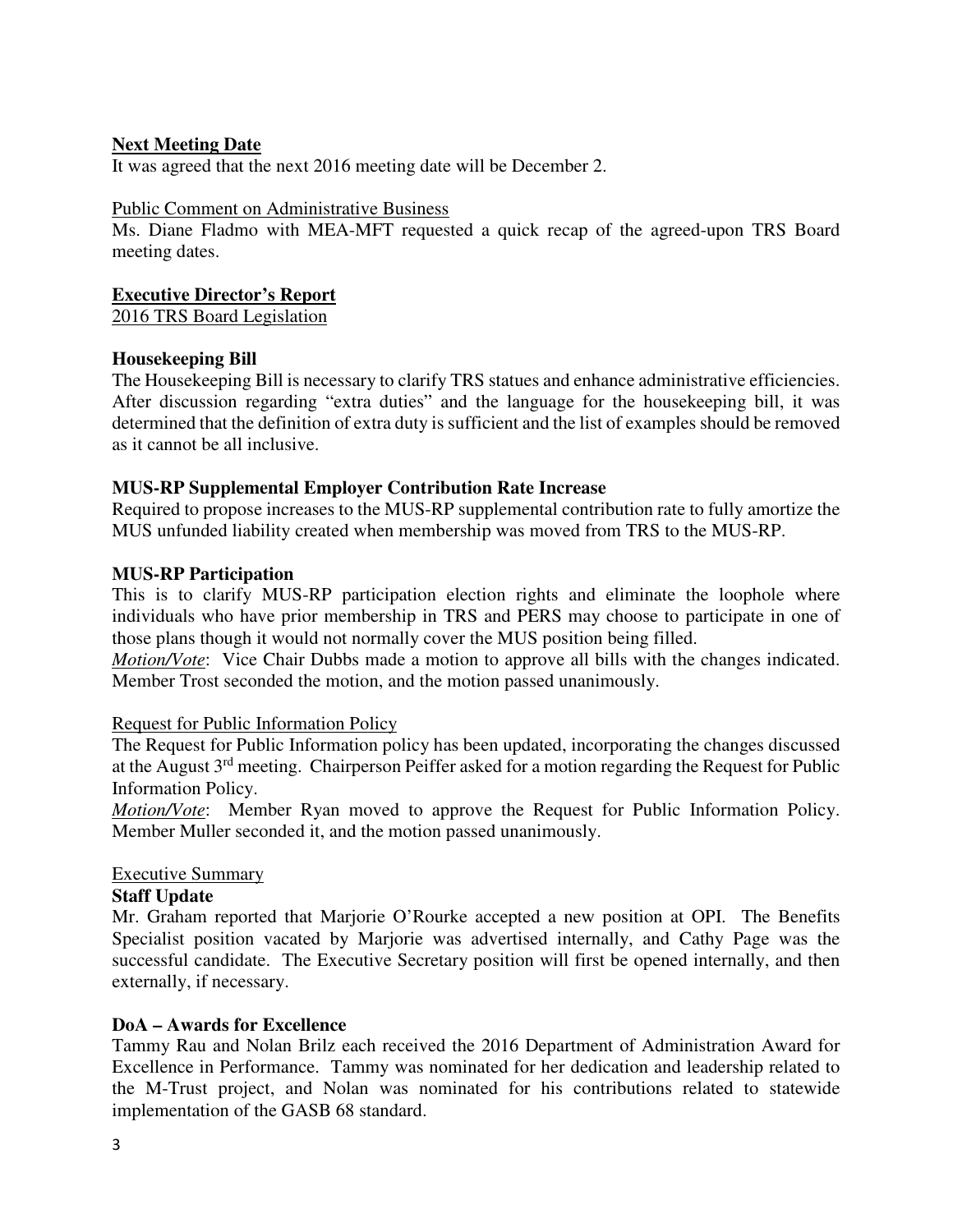**Next Meeting Date**

It was agreed that the next 2016 meeting date will be December 2.

Public Comment on Administrative Business

Ms. Diane Fladmo with MEA-MFT requested a quick recap of the agreed-upon TRS Board meeting dates.

**Executive Director's Report**

2016 TRS Board Legislation

**Housekeeping Bill**

The Housekeeping Bill is necessary to clarify TRS statues and enhance administrative efficiencies. After discussion regarding "extra duties" and the language for the housekeeping bill, it was determined that the definition of extra duty is sufficient and the list of examples should be removed as it cannot be all inclusive.

**MUS-RP Supplemental Employer Contribution Rate Increase**

Required to propose increases to the MUS-RP supplemental contribution rate to fully amortize the MUS unfunded liability created when membership was moved from TRS to the MUS-RP.

**MUS-RP Participation**

This is to clarify MUS-RP participation election rights and eliminate the loophole where individuals who have prior membership in TRS and PERS may choose to participate in one of those plans though it would not normally cover the MUS position being filled.

*Motion/Vote*: Vice Chair Dubbs made a motion to approve all bills with the changes indicated. Member Trost seconded the motion, and the motion passed unanimously.

Request for Public Information Policy

The Request for Public Information policy has been updated, incorporating the changes discussed at the August 3rd meeting. Chairperson Peiffer asked for a motion regarding the Request for Public Information Policy.

*Motion/Vote*: Member Ryan moved to approve the Request for Public Information Policy. Member Muller seconded it, and the motion passed unanimously.

Executive Summary

**Staff Update**

Mr. Graham reported that Marjorie O'Rourke accepted a new position at OPI. The Benefits Specialist position vacated by Marjorie was advertised internally, and Cathy Page was the successful candidate. The Executive Secretary position will first be opened internally, and then externally, if necessary.

**DoA – Awards for Excellence**

Tammy Rau and Nolan Brilz each received the 2016 Department of Administration Award for Excellence in Performance. Tammy was nominated for her dedication and leadership related to the M-Trust project, and Nolan was nominated for his contributions related to statewide implementation of the GASB 68 standard.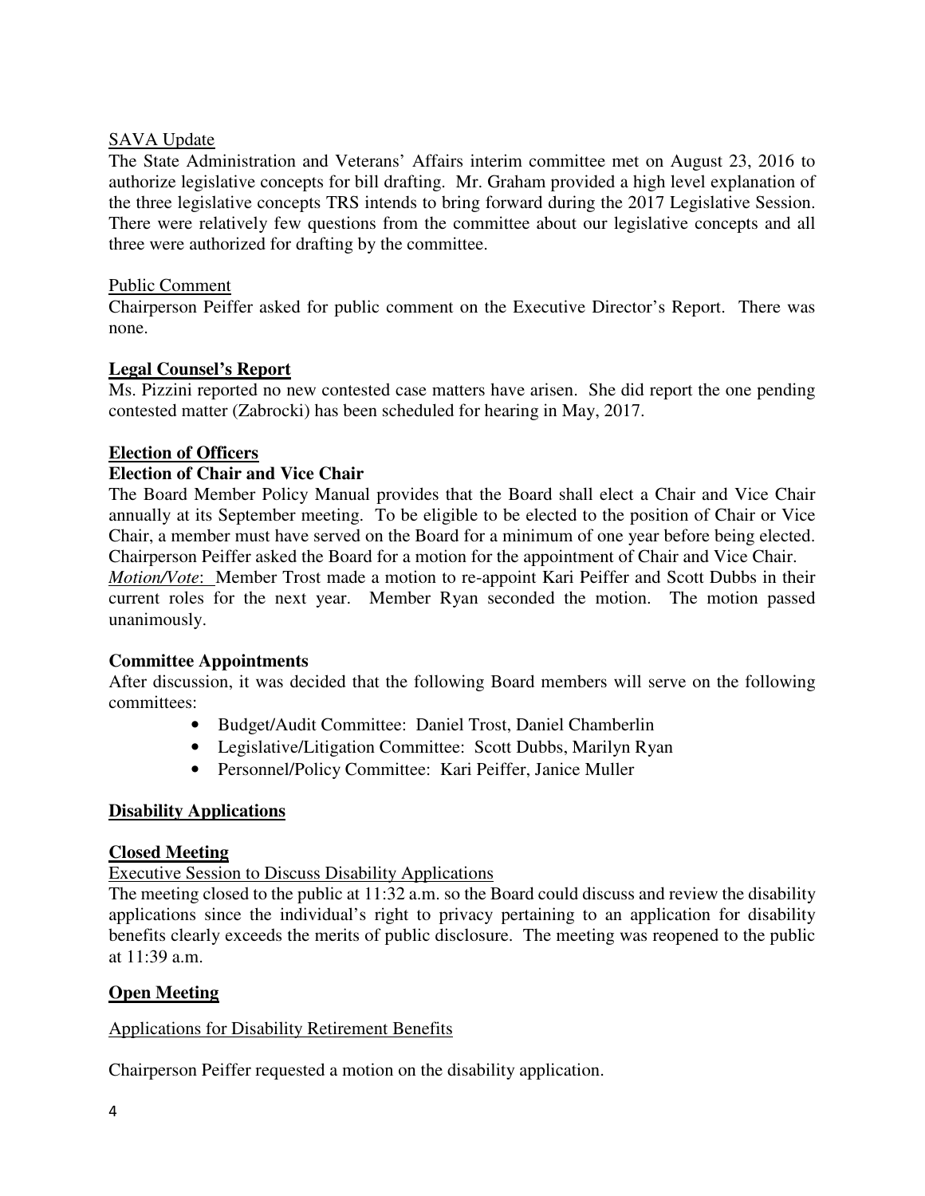<u>SAVA Update</u>

The State Administration and Veterans' Affairs interim committee met on August 23, 2016 to authorize legislative concepts for bill drafting. Mr. Graham provided a high level explanation of the three legislative concepts TRS intends to bring forward during the 2017 Legislative Session. There were relatively few questions from the committee about our legislative concepts and all three were authorized for drafting by the committee.

<u>Public Comment</u>

Chairperson Peiffer asked for public comment on the Executive Director's Report. There was none.

**<u>Legal Counsel's Report</u>**

Ms. Pizzini reported no new contested case matters have arisen. She did report the one pending contested matter (Zabrocki) has been scheduled for hearing in May, 2017.

**<u>Election of Officers</u>**

**Election of Chair and Vice Chair**

The Board Member Policy Manual provides that the Board shall elect a Chair and Vice Chair annually at its September meeting. To be eligible to be elected to the position of Chair or Vice Chair, a member must have served on the Board for a minimum of one year before being elected. Chairperson Peiffer asked the Board for a motion for the appointment of Chair and Vice Chair.

*<u>Motion/Vote</u>*: Member Trost made a motion to re-appoint Kari Peiffer and Scott Dubbs in their current roles for the next year. Member Ryan seconded the motion. The motion passed unanimously.

**Committee Appointments**

After discussion, it was decided that the following Board members will serve on the following committees:

- Budget/Audit Committee: Daniel Trost, Daniel Chamberlin
- Legislative/Litigation Committee: Scott Dubbs, Marilyn Ryan
- Personnel/Policy Committee: Kari Peiffer, Janice Muller

**<u>Disability Applications</u>**

**<u>Closed Meeting</u>**

<u>Executive Session to Discuss Disability Applications</u>

The meeting closed to the public at 11:32 a.m. so the Board could discuss and review the disability applications since the individual's right to privacy pertaining to an application for disability benefits clearly exceeds the merits of public disclosure. The meeting was reopened to the public at 11:39 a.m.

**<u>Open Meeting</u>**

<u>Applications for Disability Retirement Benefits</u>

Chairperson Peiffer requested a motion on the disability application.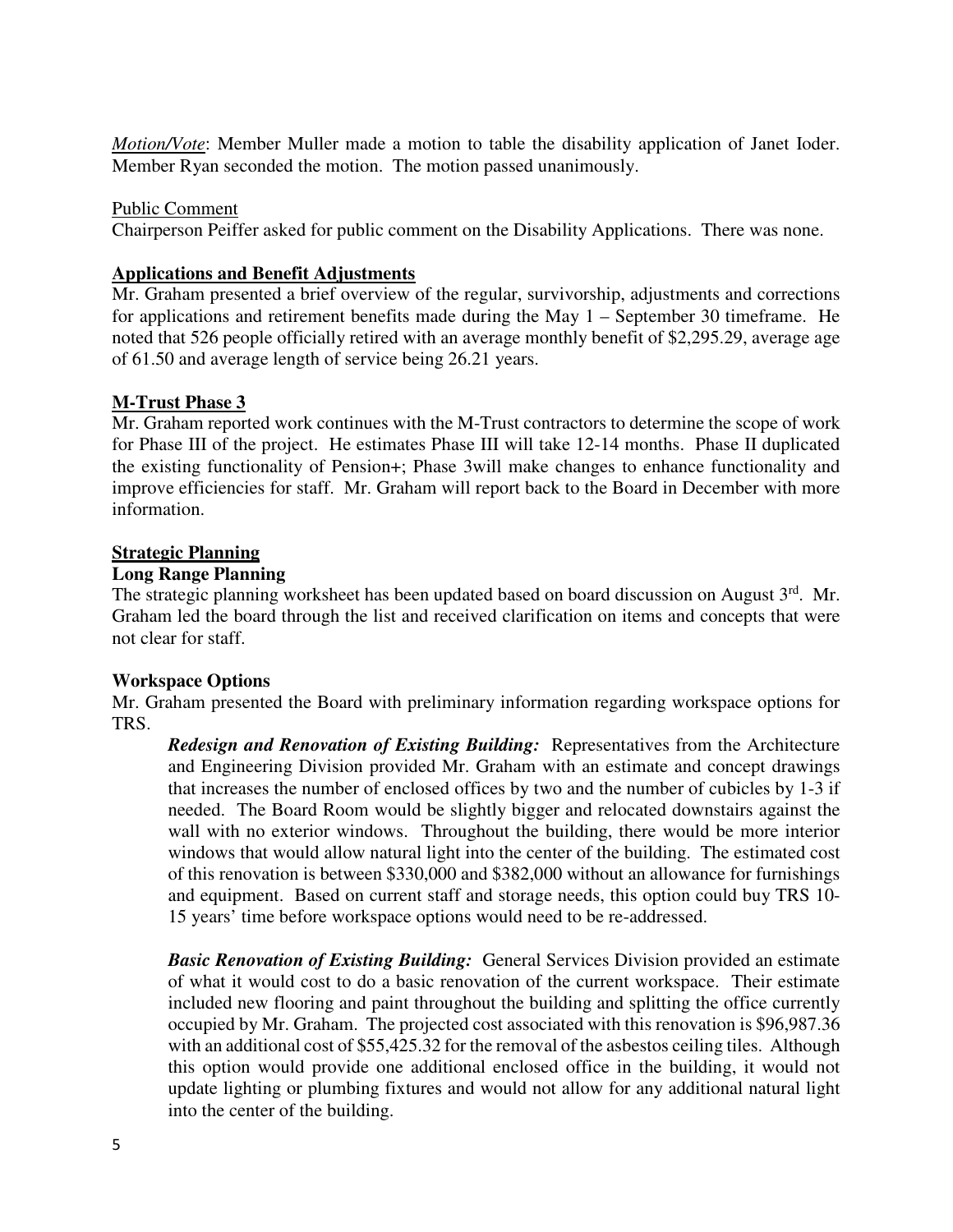*Motion/Vote*: Member Muller made a motion to table the disability application of Janet Ioder. Member Ryan seconded the motion. The motion passed unanimously.

Public Comment

Chairperson Peiffer asked for public comment on the Disability Applications. There was none.

## Applications and Benefit Adjustments

Mr. Graham presented a brief overview of the regular, survivorship, adjustments and corrections for applications and retirement benefits made during the May 1 – September 30 timeframe. He noted that 526 people officially retired with an average monthly benefit of $2,295.29, average age of 61.50 and average length of service being 26.21 years.

## M-Trust Phase 3

Mr. Graham reported work continues with the M-Trust contractors to determine the scope of work for Phase III of the project. He estimates Phase III will take 12-14 months. Phase II duplicated the existing functionality of Pension+; Phase 3will make changes to enhance functionality and improve efficiencies for staff. Mr. Graham will report back to the Board in December with more information.

## Strategic Planning

### Long Range Planning

The strategic planning worksheet has been updated based on board discussion on August 3rd. Mr. Graham led the board through the list and received clarification on items and concepts that were not clear for staff.

### Workspace Options

Mr. Graham presented the Board with preliminary information regarding workspace options for TRS.

***Redesign and Renovation of Existing Building:*** Representatives from the Architecture and Engineering Division provided Mr. Graham with an estimate and concept drawings that increases the number of enclosed offices by two and the number of cubicles by 1-3 if needed. The Board Room would be slightly bigger and relocated downstairs against the wall with no exterior windows. Throughout the building, there would be more interior windows that would allow natural light into the center of the building. The estimated cost of this renovation is between $330,000 and $382,000 without an allowance for furnishings and equipment. Based on current staff and storage needs, this option could buy TRS 10-15 years' time before workspace options would need to be re-addressed.

***Basic Renovation of Existing Building:*** General Services Division provided an estimate of what it would cost to do a basic renovation of the current workspace. Their estimate included new flooring and paint throughout the building and splitting the office currently occupied by Mr. Graham. The projected cost associated with this renovation is $96,987.36 with an additional cost of $55,425.32 for the removal of the asbestos ceiling tiles. Although this option would provide one additional enclosed office in the building, it would not update lighting or plumbing fixtures and would not allow for any additional natural light into the center of the building.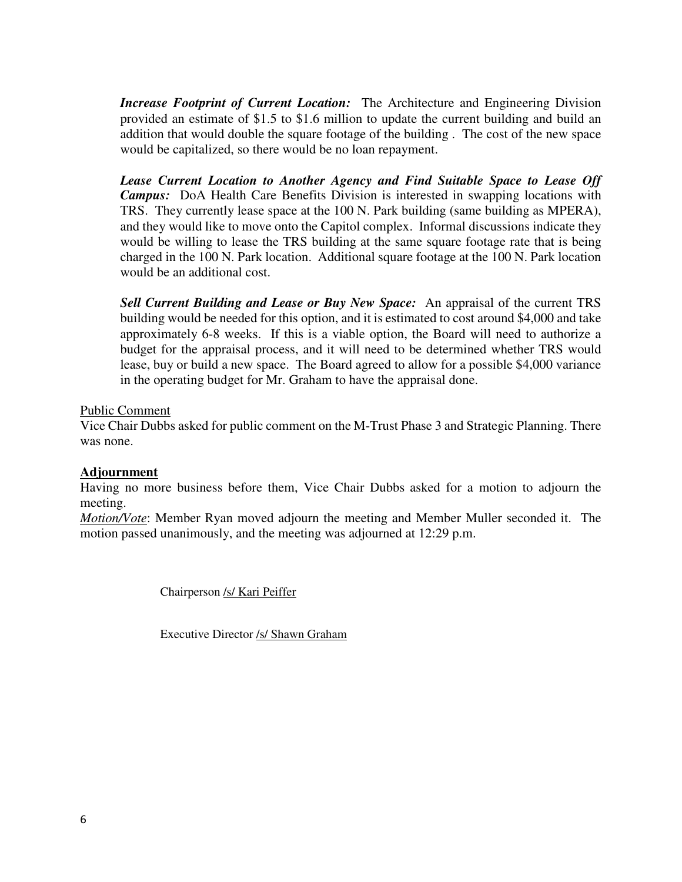***Increase Footprint of Current Location:*** The Architecture and Engineering Division provided an estimate of $1.5 to $1.6 million to update the current building and build an addition that would double the square footage of the building . The cost of the new space would be capitalized, so there would be no loan repayment.

***Lease Current Location to Another Agency and Find Suitable Space to Lease Off Campus:*** DoA Health Care Benefits Division is interested in swapping locations with TRS. They currently lease space at the 100 N. Park building (same building as MPERA), and they would like to move onto the Capitol complex. Informal discussions indicate they would be willing to lease the TRS building at the same square footage rate that is being charged in the 100 N. Park location. Additional square footage at the 100 N. Park location would be an additional cost.

***Sell Current Building and Lease or Buy New Space:*** An appraisal of the current TRS building would be needed for this option, and it is estimated to cost around $4,000 and take approximately 6-8 weeks. If this is a viable option, the Board will need to authorize a budget for the appraisal process, and it will need to be determined whether TRS would lease, buy or build a new space. The Board agreed to allow for a possible $4,000 variance in the operating budget for Mr. Graham to have the appraisal done.

Public Comment

Vice Chair Dubbs asked for public comment on the M-Trust Phase 3 and Strategic Planning. There was none.

**Adjournment**

Having no more business before them, Vice Chair Dubbs asked for a motion to adjourn the meeting.

*Motion/Vote*: Member Ryan moved adjourn the meeting and Member Muller seconded it. The motion passed unanimously, and the meeting was adjourned at 12:29 p.m.

Chairperson /s/ Kari Peiffer

Executive Director /s/ Shawn Graham